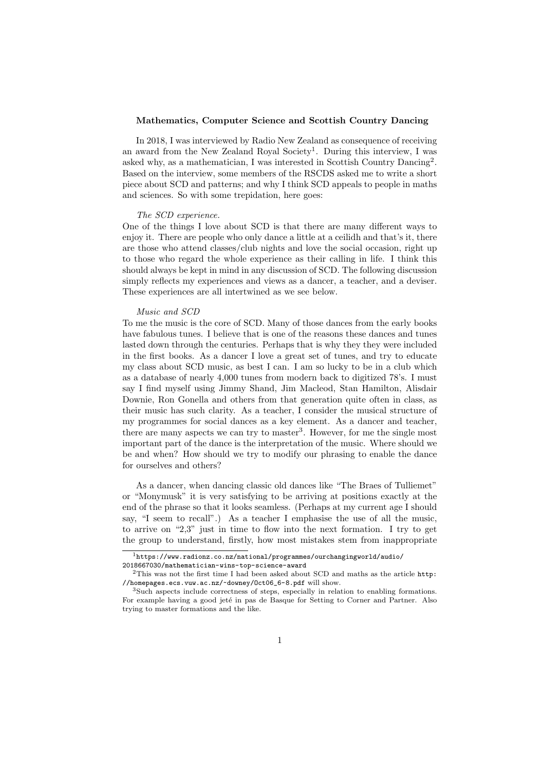**Mathematics, Computer Science and Scottish Country Dancing**

In 2018, I was interviewed by Radio New Zealand as consequence of receiving an award from the New Zealand Royal Society[1]. During this interview, I was asked why, as a mathematician, I was interested in Scottish Country Dancing[2]. Based on the interview, some members of the RSCDS asked me to write a short piece about SCD and patterns; and why I think SCD appeals to people in maths and sciences. So with some trepidation, here goes:

*The SCD experience.*

One of the things I love about SCD is that there are many different ways to enjoy it. There are people who only dance a little at a ceilidh and that's it, there are those who attend classes/club nights and love the social occasion, right up to those who regard the whole experience as their calling in life. I think this should always be kept in mind in any discussion of SCD. The following discussion simply reflects my experiences and views as a dancer, a teacher, and a deviser. These experiences are all intertwined as we see below.

*Music and SCD*

To me the music is the core of SCD. Many of those dances from the early books have fabulous tunes. I believe that is one of the reasons these dances and tunes lasted down through the centuries. Perhaps that is why they they were included in the first books. As a dancer I love a great set of tunes, and try to educate my class about SCD music, as best I can. I am so lucky to be in a club which as a database of nearly 4,000 tunes from modern back to digitized 78's. I must say I find myself using Jimmy Shand, Jim Macleod, Stan Hamilton, Alisdair Downie, Ron Gonella and others from that generation quite often in class, as their music has such clarity. As a teacher, I consider the musical structure of my programmes for social dances as a key element. As a dancer and teacher, there are many aspects we can try to master[3]. However, for me the single most important part of the dance is the interpretation of the music. Where should we be and when? How should we try to modify our phrasing to enable the dance for ourselves and others?

As a dancer, when dancing classic old dances like "The Braes of Tulliemet" or "Monymusk" it is very satisfying to be arriving at positions exactly at the end of the phrase so that it looks seamless. (Perhaps at my current age I should say, "I seem to recall".) As a teacher I emphasise the use of all the music, to arrive on "2,3" just in time to flow into the next formation. I try to get the group to understand, firstly, how most mistakes stem from inappropriate

---

[1] https://www.radionz.co.nz/national/programmes/ourchangingworld/audio/2018667030/mathematician-wins-top-science-award

[2] This was not the first time I had been asked about SCD and maths as the article http://homepages.ecs.vuw.ac.nz/~downey/Oct06_6-8.pdf will show.

[3] Such aspects include correctness of steps, especially in relation to enabling formations. For example having a good jeté in pas de Basque for Setting to Corner and Partner. Also trying to master formations and the like.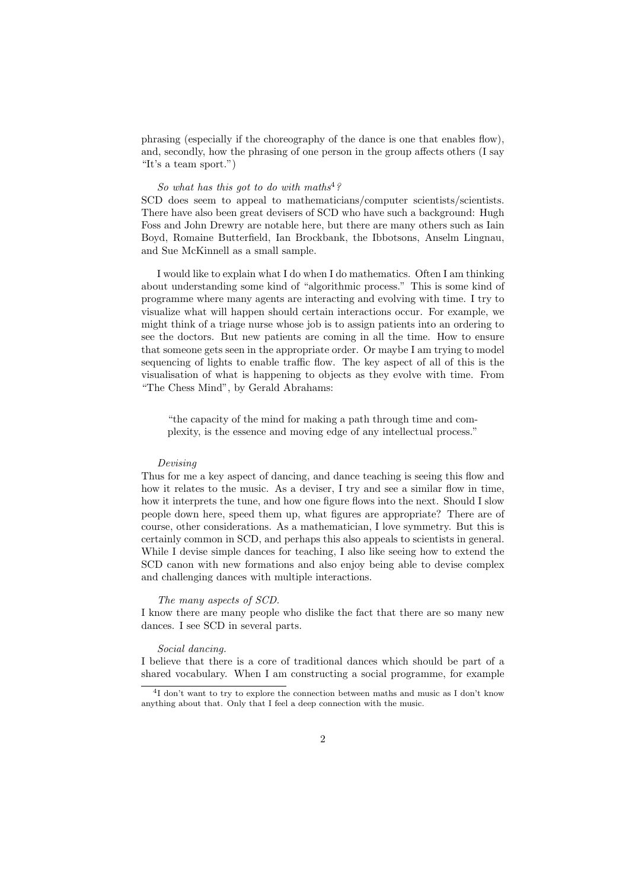phrasing (especially if the choreography of the dance is one that enables flow), and, secondly, how the phrasing of one person in the group affects others (I say "It's a team sport.")

*So what has this got to do with maths[4]?*
SCD does seem to appeal to mathematicians/computer scientists/scientists. There have also been great devisers of SCD who have such a background: Hugh Foss and John Drewry are notable here, but there are many others such as Iain Boyd, Romaine Butterfield, Ian Brockbank, the Ibbotsons, Anselm Lingnau, and Sue McKinnell as a small sample.

I would like to explain what I do when I do mathematics. Often I am thinking about understanding some kind of "algorithmic process." This is some kind of programme where many agents are interacting and evolving with time. I try to visualize what will happen should certain interactions occur. For example, we might think of a triage nurse whose job is to assign patients into an ordering to see the doctors. But new patients are coming in all the time. How to ensure that someone gets seen in the appropriate order. Or maybe I am trying to model sequencing of lights to enable traffic flow. The key aspect of all of this is the visualisation of what is happening to objects as they evolve with time. From "The Chess Mind", by Gerald Abrahams:

> "the capacity of the mind for making a path through time and complexity, is the essence and moving edge of any intellectual process."

*Devising*
Thus for me a key aspect of dancing, and dance teaching is seeing this flow and how it relates to the music. As a deviser, I try and see a similar flow in time, how it interprets the tune, and how one figure flows into the next. Should I slow people down here, speed them up, what figures are appropriate? There are of course, other considerations. As a mathematician, I love symmetry. But this is certainly common in SCD, and perhaps this also appeals to scientists in general. While I devise simple dances for teaching, I also like seeing how to extend the SCD canon with new formations and also enjoy being able to devise complex and challenging dances with multiple interactions.

*The many aspects of SCD.*
I know there are many people who dislike the fact that there are so many new dances. I see SCD in several parts.

*Social dancing.*
I believe that there is a core of traditional dances which should be part of a shared vocabulary. When I am constructing a social programme, for example

[4] I don't want to try to explore the connection between maths and music as I don't know anything about that. Only that I feel a deep connection with the music.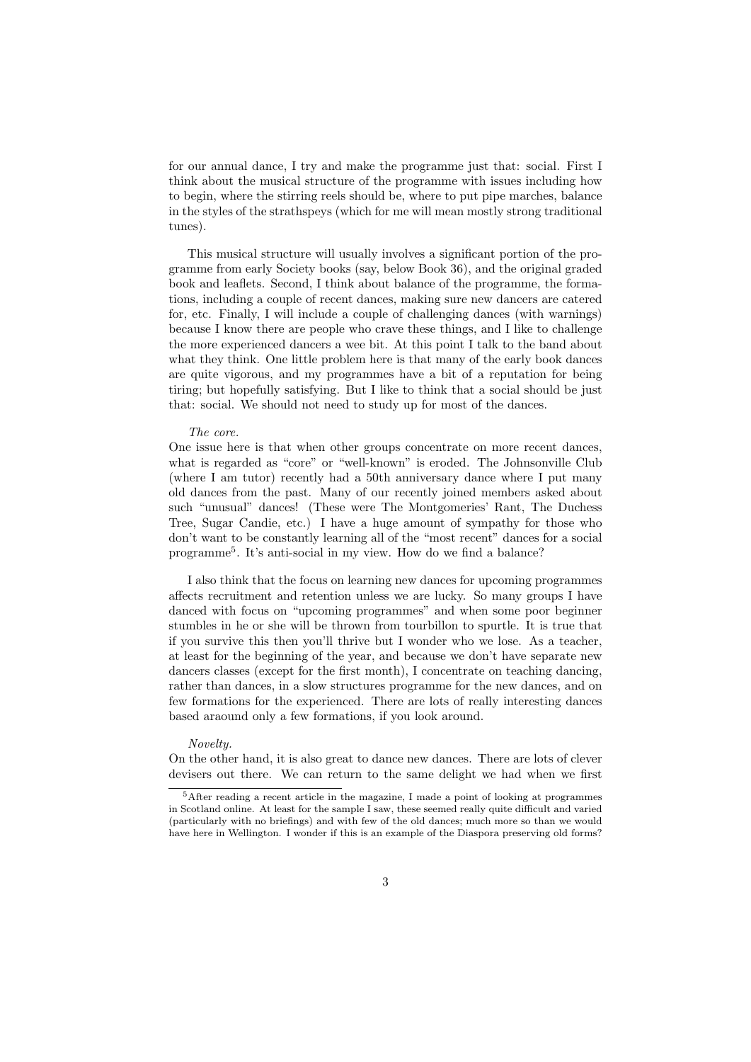for our annual dance, I try and make the programme just that: social. First I think about the musical structure of the programme with issues including how to begin, where the stirring reels should be, where to put pipe marches, balance in the styles of the strathspeys (which for me will mean mostly strong traditional tunes).

This musical structure will usually involves a significant portion of the programme from early Society books (say, below Book 36), and the original graded book and leaflets. Second, I think about balance of the programme, the formations, including a couple of recent dances, making sure new dancers are catered for, etc. Finally, I will include a couple of challenging dances (with warnings) because I know there are people who crave these things, and I like to challenge the more experienced dancers a wee bit. At this point I talk to the band about what they think. One little problem here is that many of the early book dances are quite vigorous, and my programmes have a bit of a reputation for being tiring; but hopefully satisfying. But I like to think that a social should be just that: social. We should not need to study up for most of the dances.

*The core.*
One issue here is that when other groups concentrate on more recent dances, what is regarded as "core" or "well-known" is eroded. The Johnsonville Club (where I am tutor) recently had a 50th anniversary dance where I put many old dances from the past. Many of our recently joined members asked about such "unusual" dances! (These were The Montgomeries' Rant, The Duchess Tree, Sugar Candie, etc.) I have a huge amount of sympathy for those who don't want to be constantly learning all of the "most recent" dances for a social programme[5]. It's anti-social in my view. How do we find a balance?

I also think that the focus on learning new dances for upcoming programmes affects recruitment and retention unless we are lucky. So many groups I have danced with focus on "upcoming programmes" and when some poor beginner stumbles in he or she will be thrown from tourbillon to spurtle. It is true that if you survive this then you'll thrive but I wonder who we lose. As a teacher, at least for the beginning of the year, and because we don't have separate new dancers classes (except for the first month), I concentrate on teaching dancing, rather than dances, in a slow structures programme for the new dances, and on few formations for the experienced. There are lots of really interesting dances based araound only a few formations, if you look around.

*Novelty.*
On the other hand, it is also great to dance new dances. There are lots of clever devisers out there. We can return to the same delight we had when we first

[5] After reading a recent article in the magazine, I made a point of looking at programmes in Scotland online. At least for the sample I saw, these seemed really quite difficult and varied (particularly with no briefings) and with few of the old dances; much more so than we would have here in Wellington. I wonder if this is an example of the Diaspora preserving old forms?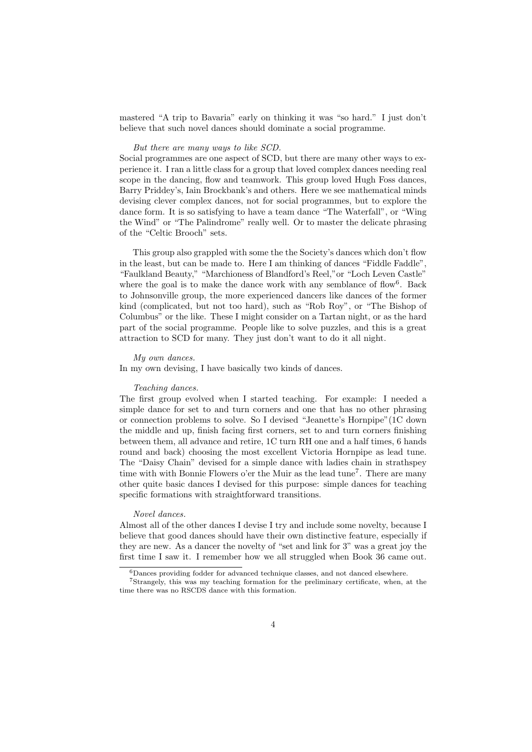mastered "A trip to Bavaria" early on thinking it was "so hard." I just don't believe that such novel dances should dominate a social programme.

*But there are many ways to like SCD.*

Social programmes are one aspect of SCD, but there are many other ways to experience it. I ran a little class for a group that loved complex dances needing real scope in the dancing, flow and teamwork. This group loved Hugh Foss dances, Barry Priddey's, Iain Brockbank's and others. Here we see mathematical minds devising clever complex dances, not for social programmes, but to explore the dance form. It is so satisfying to have a team dance "The Waterfall", or "Wing the Wind" or "The Palindrome" really well. Or to master the delicate phrasing of the "Celtic Brooch" sets.

This group also grappled with some the the Society's dances which don't flow in the least, but can be made to. Here I am thinking of dances "Fiddle Faddle", "Faulkland Beauty," "Marchioness of Blandford's Reel,"or "Loch Leven Castle" where the goal is to make the dance work with any semblance of flow[6]. Back to Johnsonville group, the more experienced dancers like dances of the former kind (complicated, but not too hard), such as "Rob Roy", or "The Bishop of Columbus" or the like. These I might consider on a Tartan night, or as the hard part of the social programme. People like to solve puzzles, and this is a great attraction to SCD for many. They just don't want to do it all night.

*My own dances.*

In my own devising, I have basically two kinds of dances.

*Teaching dances.*

The first group evolved when I started teaching. For example: I needed a simple dance for set to and turn corners and one that has no other phrasing or connection problems to solve. So I devised "Jeanette's Hornpipe"(1C down the middle and up, finish facing first corners, set to and turn corners finishing between them, all advance and retire, 1C turn RH one and a half times, 6 hands round and back) choosing the most excellent Victoria Hornpipe as lead tune. The "Daisy Chain" devised for a simple dance with ladies chain in strathspey time with with Bonnie Flowers o'er the Muir as the lead tune[7]. There are many other quite basic dances I devised for this purpose: simple dances for teaching specific formations with straightforward transitions.

*Novel dances.*

Almost all of the other dances I devise I try and include some novelty, because I believe that good dances should have their own distinctive feature, especially if they are new. As a dancer the novelty of "set and link for 3" was a great joy the first time I saw it. I remember how we all struggled when Book 36 came out.

---

[6] Dances providing fodder for advanced technique classes, and not danced elsewhere.

[7] Strangely, this was my teaching formation for the preliminary certificate, when, at the time there was no RSCDS dance with this formation.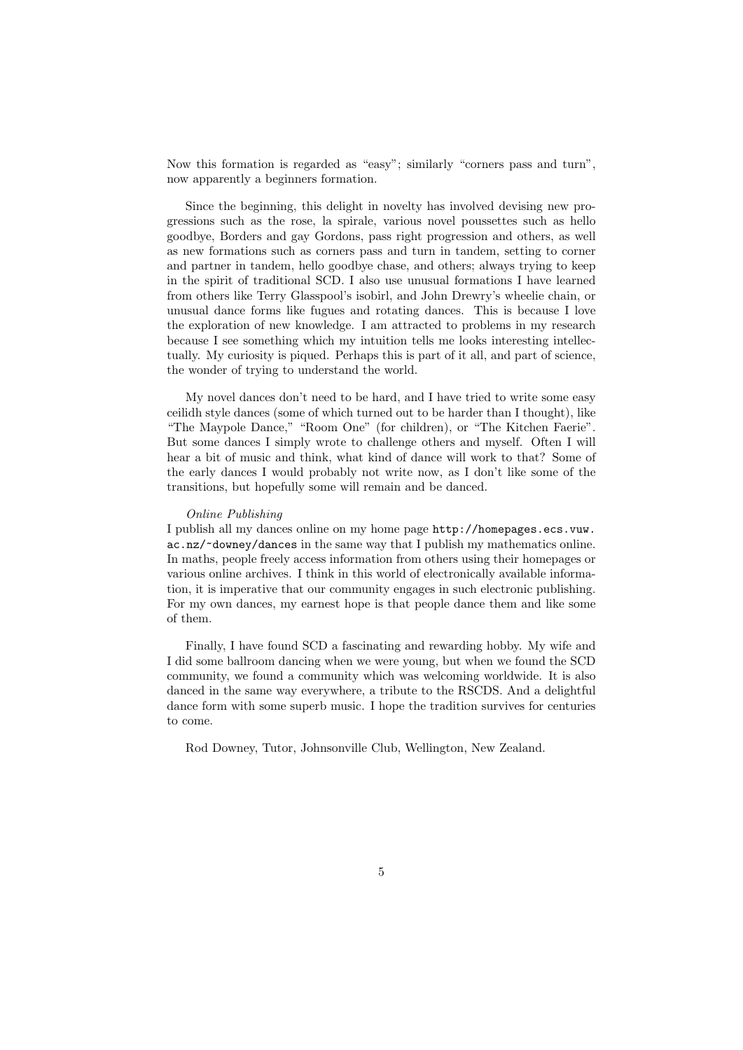Now this formation is regarded as "easy"; similarly "corners pass and turn", now apparently a beginners formation.

Since the beginning, this delight in novelty has involved devising new progressions such as the rose, la spirale, various novel poussettes such as hello goodbye, Borders and gay Gordons, pass right progression and others, as well as new formations such as corners pass and turn in tandem, setting to corner and partner in tandem, hello goodbye chase, and others; always trying to keep in the spirit of traditional SCD. I also use unusual formations I have learned from others like Terry Glasspool's isobirl, and John Drewry's wheelie chain, or unusual dance forms like fugues and rotating dances. This is because I love the exploration of new knowledge. I am attracted to problems in my research because I see something which my intuition tells me looks interesting intellectually. My curiosity is piqued. Perhaps this is part of it all, and part of science, the wonder of trying to understand the world.

My novel dances don't need to be hard, and I have tried to write some easy ceilidh style dances (some of which turned out to be harder than I thought), like "The Maypole Dance," "Room One" (for children), or "The Kitchen Faerie". But some dances I simply wrote to challenge others and myself. Often I will hear a bit of music and think, what kind of dance will work to that? Some of the early dances I would probably not write now, as I don't like some of the transitions, but hopefully some will remain and be danced.

*Online Publishing*

I publish all my dances online on my home page `http://homepages.ecs.vuw.ac.nz/~downey/dances` in the same way that I publish my mathematics online. In maths, people freely access information from others using their homepages or various online archives. I think in this world of electronically available information, it is imperative that our community engages in such electronic publishing. For my own dances, my earnest hope is that people dance them and like some of them.

Finally, I have found SCD a fascinating and rewarding hobby. My wife and I did some ballroom dancing when we were young, but when we found the SCD community, we found a community which was welcoming worldwide. It is also danced in the same way everywhere, a tribute to the RSCDS. And a delightful dance form with some superb music. I hope the tradition survives for centuries to come.

Rod Downey, Tutor, Johnsonville Club, Wellington, New Zealand.